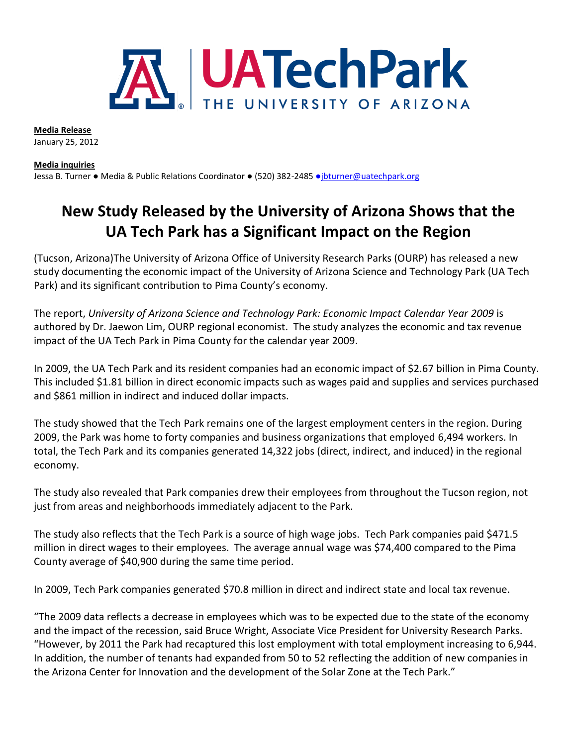**UATechPark** THE UNIVERSITY OF ARIZONA

**Media Release**
January 25, 2012

**Media inquiries**
Jessa B. Turner ● Media & Public Relations Coordinator ● (520) 382-2485 ●jbturner@uatechpark.org

# New Study Released by the University of Arizona Shows that the UA Tech Park has a Significant Impact on the Region

(Tucson, Arizona)The University of Arizona Office of University Research Parks (OURP) has released a new study documenting the economic impact of the University of Arizona Science and Technology Park (UA Tech Park) and its significant contribution to Pima County's economy.

The report, *University of Arizona Science and Technology Park: Economic Impact Calendar Year 2009* is authored by Dr. Jaewon Lim, OURP regional economist. The study analyzes the economic and tax revenue impact of the UA Tech Park in Pima County for the calendar year 2009.

In 2009, the UA Tech Park and its resident companies had an economic impact of $2.67 billion in Pima County. This included $1.81 billion in direct economic impacts such as wages paid and supplies and services purchased and $861 million in indirect and induced dollar impacts.

The study showed that the Tech Park remains one of the largest employment centers in the region. During 2009, the Park was home to forty companies and business organizations that employed 6,494 workers. In total, the Tech Park and its companies generated 14,322 jobs (direct, indirect, and induced) in the regional economy.

The study also revealed that Park companies drew their employees from throughout the Tucson region, not just from areas and neighborhoods immediately adjacent to the Park.

The study also reflects that the Tech Park is a source of high wage jobs. Tech Park companies paid $471.5 million in direct wages to their employees. The average annual wage was $74,400 compared to the Pima County average of $40,900 during the same time period.

In 2009, Tech Park companies generated $70.8 million in direct and indirect state and local tax revenue.

"The 2009 data reflects a decrease in employees which was to be expected due to the state of the economy and the impact of the recession, said Bruce Wright, Associate Vice President for University Research Parks. "However, by 2011 the Park had recaptured this lost employment with total employment increasing to 6,944. In addition, the number of tenants had expanded from 50 to 52 reflecting the addition of new companies in the Arizona Center for Innovation and the development of the Solar Zone at the Tech Park."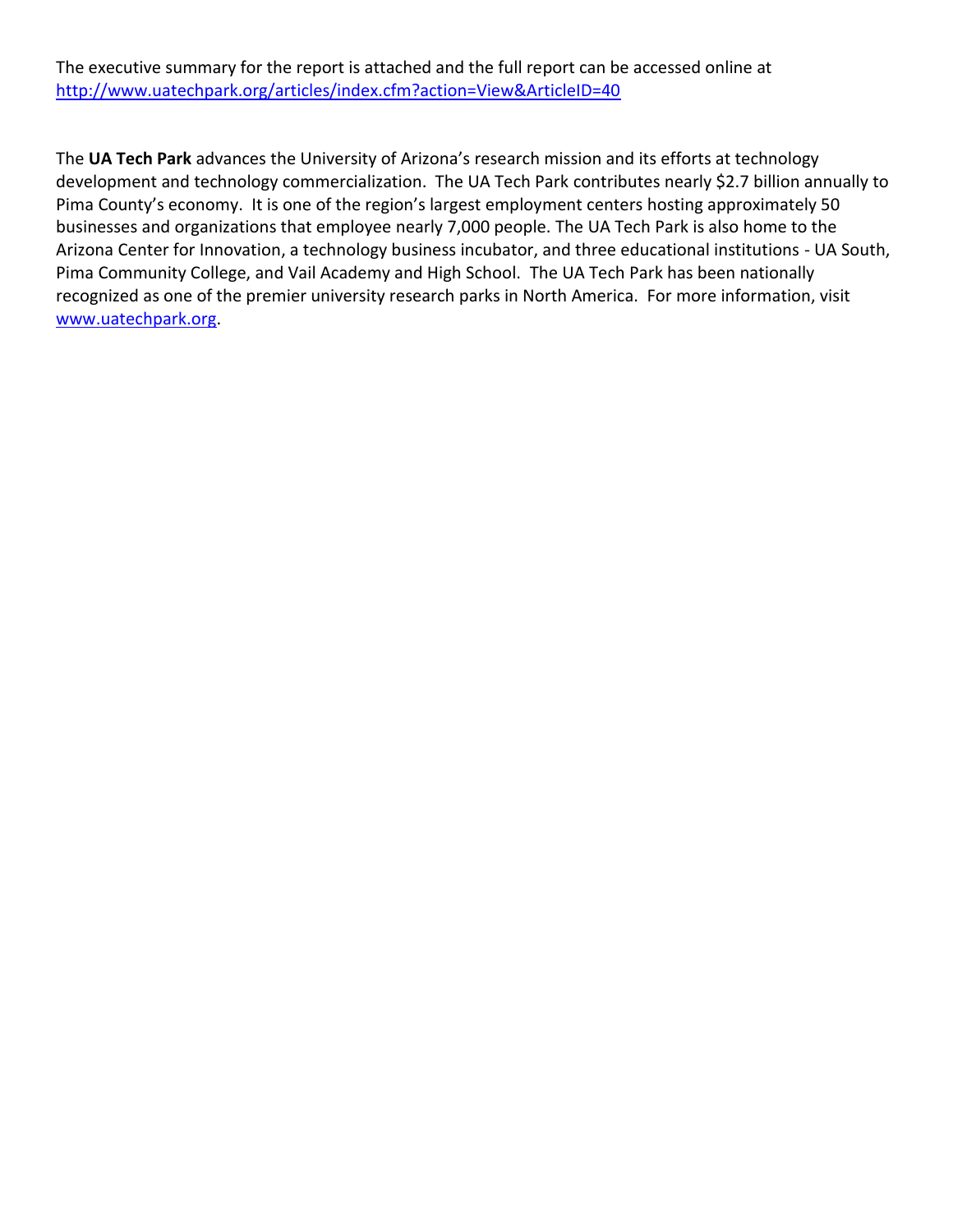The executive summary for the report is attached and the full report can be accessed online at [http://www.uatechpark.org/articles/index.cfm?action=View&ArticleID=40](http://www.uatechpark.org/articles/index.cfm?action=View&ArticleID=40)

The **UA Tech Park** advances the University of Arizona's research mission and its efforts at technology development and technology commercialization. The UA Tech Park contributes nearly $2.7 billion annually to Pima County's economy. It is one of the region's largest employment centers hosting approximately 50 businesses and organizations that employee nearly 7,000 people. The UA Tech Park is also home to the Arizona Center for Innovation, a technology business incubator, and three educational institutions - UA South, Pima Community College, and Vail Academy and High School. The UA Tech Park has been nationally recognized as one of the premier university research parks in North America. For more information, visit [www.uatechpark.org](http://www.uatechpark.org).